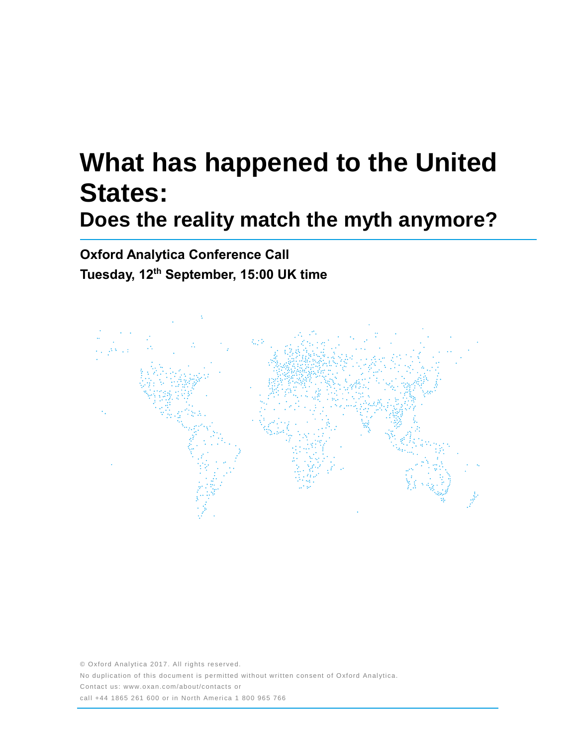# What has happened to the United States:

## Does the reality match the myth anymore?

**Oxford Analytica Conference Call**

**Tuesday, 12th September, 15:00 UK time**

© Oxford Analytica 2017. All rights reserved.

No duplication of this document is permitted without written consent of Oxford Analytica.

Contact us: www.oxan.com/about/contacts or

call +44 1865 261 600 or in North America 1 800 965 766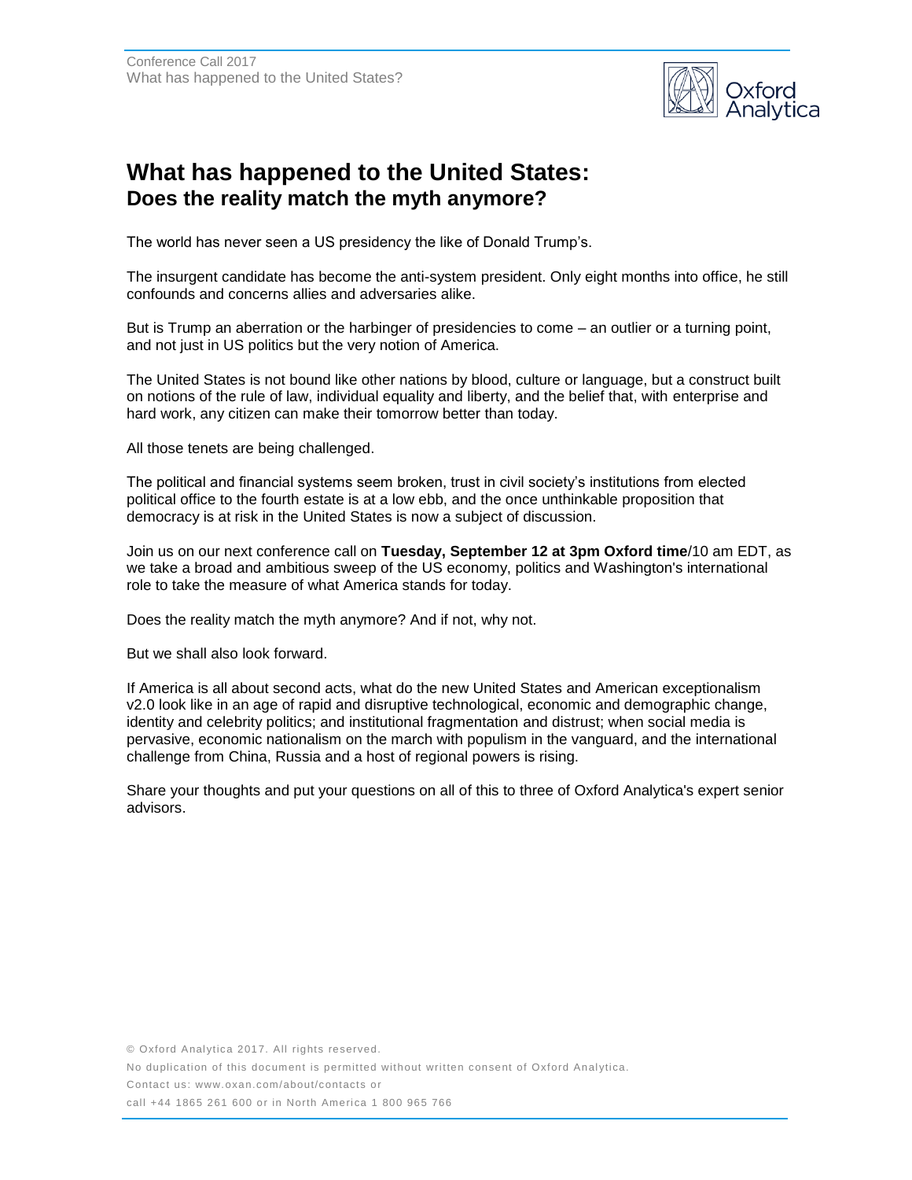# What has happened to the United States:

## Does the reality match the myth anymore?

The world has never seen a US presidency the like of Donald Trump's.

The insurgent candidate has become the anti-system president. Only eight months into office, he still confounds and concerns allies and adversaries alike.

But is Trump an aberration or the harbinger of presidencies to come – an outlier or a turning point, and not just in US politics but the very notion of America.

The United States is not bound like other nations by blood, culture or language, but a construct built on notions of the rule of law, individual equality and liberty, and the belief that, with enterprise and hard work, any citizen can make their tomorrow better than today.

All those tenets are being challenged.

The political and financial systems seem broken, trust in civil society's institutions from elected political office to the fourth estate is at a low ebb, and the once unthinkable proposition that democracy is at risk in the United States is now a subject of discussion.

Join us on our next conference call on **Tuesday, September 12 at 3pm Oxford time**/10 am EDT, as we take a broad and ambitious sweep of the US economy, politics and Washington's international role to take the measure of what America stands for today.

Does the reality match the myth anymore? And if not, why not.

But we shall also look forward.

If America is all about second acts, what do the new United States and American exceptionalism v2.0 look like in an age of rapid and disruptive technological, economic and demographic change, identity and celebrity politics; and institutional fragmentation and distrust; when social media is pervasive, economic nationalism on the march with populism in the vanguard, and the international challenge from China, Russia and a host of regional powers is rising.

Share your thoughts and put your questions on all of this to three of Oxford Analytica's expert senior advisors.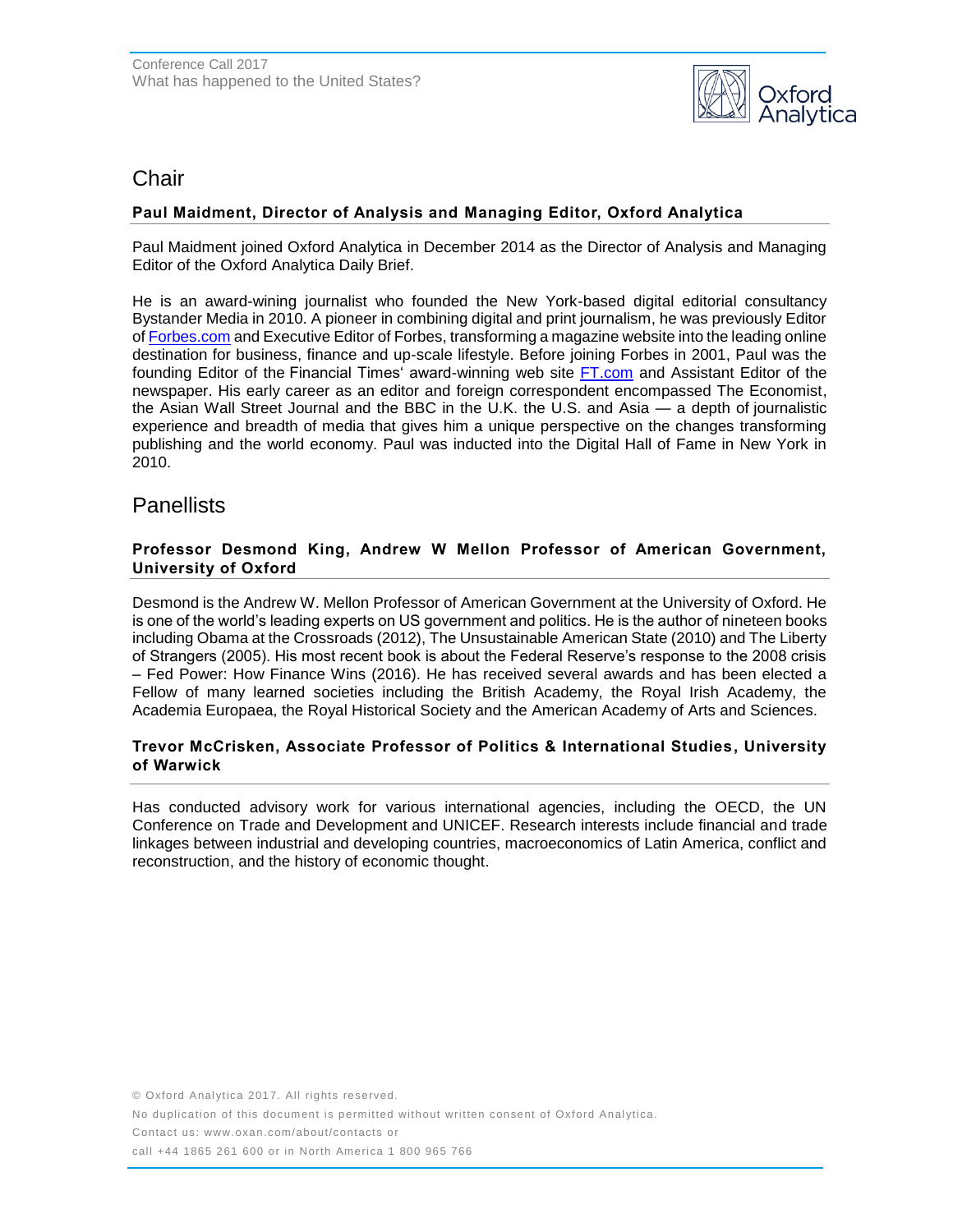## Chair

**Paul Maidment, Director of Analysis and Managing Editor, Oxford Analytica**

Paul Maidment joined Oxford Analytica in December 2014 as the Director of Analysis and Managing Editor of the Oxford Analytica Daily Brief.

He is an award-wining journalist who founded the New York-based digital editorial consultancy Bystander Media in 2010. A pioneer in combining digital and print journalism, he was previously Editor of Forbes.com and Executive Editor of Forbes, transforming a magazine website into the leading online destination for business, finance and up-scale lifestyle. Before joining Forbes in 2001, Paul was the founding Editor of the Financial Times' award-winning web site FT.com and Assistant Editor of the newspaper. His early career as an editor and foreign correspondent encompassed The Economist, the Asian Wall Street Journal and the BBC in the U.K. the U.S. and Asia — a depth of journalistic experience and breadth of media that gives him a unique perspective on the changes transforming publishing and the world economy. Paul was inducted into the Digital Hall of Fame in New York in 2010.

## Panellists

**Professor Desmond King, Andrew W Mellon Professor of American Government, University of Oxford**

Desmond is the Andrew W. Mellon Professor of American Government at the University of Oxford. He is one of the world's leading experts on US government and politics. He is the author of nineteen books including Obama at the Crossroads (2012), The Unsustainable American State (2010) and The Liberty of Strangers (2005). His most recent book is about the Federal Reserve's response to the 2008 crisis – Fed Power: How Finance Wins (2016). He has received several awards and has been elected a Fellow of many learned societies including the British Academy, the Royal Irish Academy, the Academia Europaea, the Royal Historical Society and the American Academy of Arts and Sciences.

**Trevor McCrisken, Associate Professor of Politics & International Studies, University of Warwick**

Has conducted advisory work for various international agencies, including the OECD, the UN Conference on Trade and Development and UNICEF. Research interests include financial and trade linkages between industrial and developing countries, macroeconomics of Latin America, conflict and reconstruction, and the history of economic thought.

© Oxford Analytica 2017. All rights reserved.

No duplication of this document is permitted without written consent of Oxford Analytica.

Contact us: www.oxan.com/about/contacts or

call +44 1865 261 600 or in North America 1 800 965 766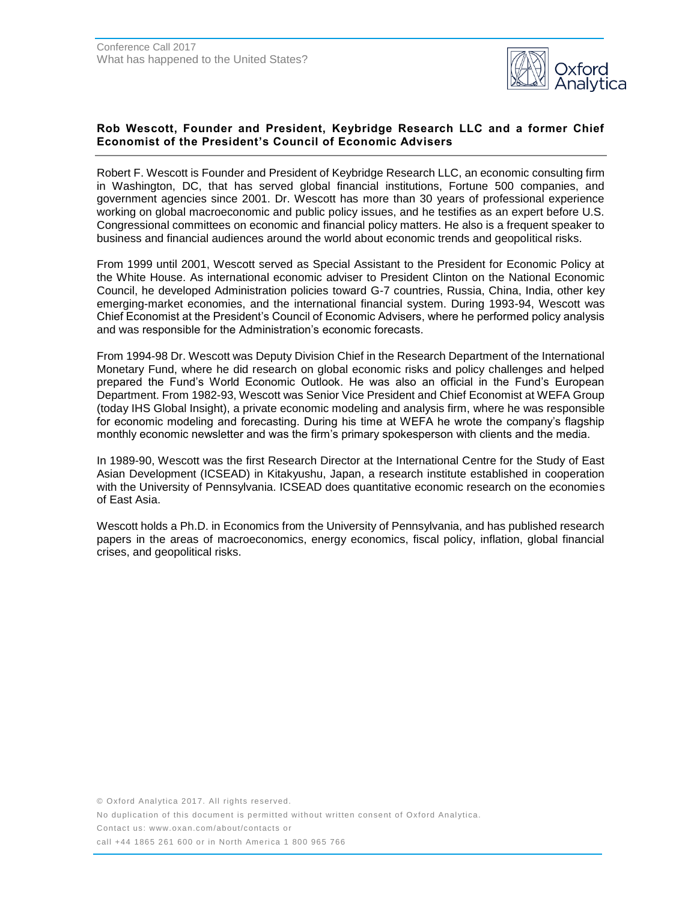**Rob Wescott, Founder and President, Keybridge Research LLC and a former Chief Economist of the President's Council of Economic Advisers**

Robert F. Wescott is Founder and President of Keybridge Research LLC, an economic consulting firm in Washington, DC, that has served global financial institutions, Fortune 500 companies, and government agencies since 2001. Dr. Wescott has more than 30 years of professional experience working on global macroeconomic and public policy issues, and he testifies as an expert before U.S. Congressional committees on economic and financial policy matters. He also is a frequent speaker to business and financial audiences around the world about economic trends and geopolitical risks.

From 1999 until 2001, Wescott served as Special Assistant to the President for Economic Policy at the White House. As international economic adviser to President Clinton on the National Economic Council, he developed Administration policies toward G-7 countries, Russia, China, India, other key emerging-market economies, and the international financial system. During 1993-94, Wescott was Chief Economist at the President's Council of Economic Advisers, where he performed policy analysis and was responsible for the Administration's economic forecasts.

From 1994-98 Dr. Wescott was Deputy Division Chief in the Research Department of the International Monetary Fund, where he did research on global economic risks and policy challenges and helped prepared the Fund's World Economic Outlook. He was also an official in the Fund's European Department. From 1982-93, Wescott was Senior Vice President and Chief Economist at WEFA Group (today IHS Global Insight), a private economic modeling and analysis firm, where he was responsible for economic modeling and forecasting. During his time at WEFA he wrote the company's flagship monthly economic newsletter and was the firm's primary spokesperson with clients and the media.

In 1989-90, Wescott was the first Research Director at the International Centre for the Study of East Asian Development (ICSEAD) in Kitakyushu, Japan, a research institute established in cooperation with the University of Pennsylvania. ICSEAD does quantitative economic research on the economies of East Asia.

Wescott holds a Ph.D. in Economics from the University of Pennsylvania, and has published research papers in the areas of macroeconomics, energy economics, fiscal policy, inflation, global financial crises, and geopolitical risks.